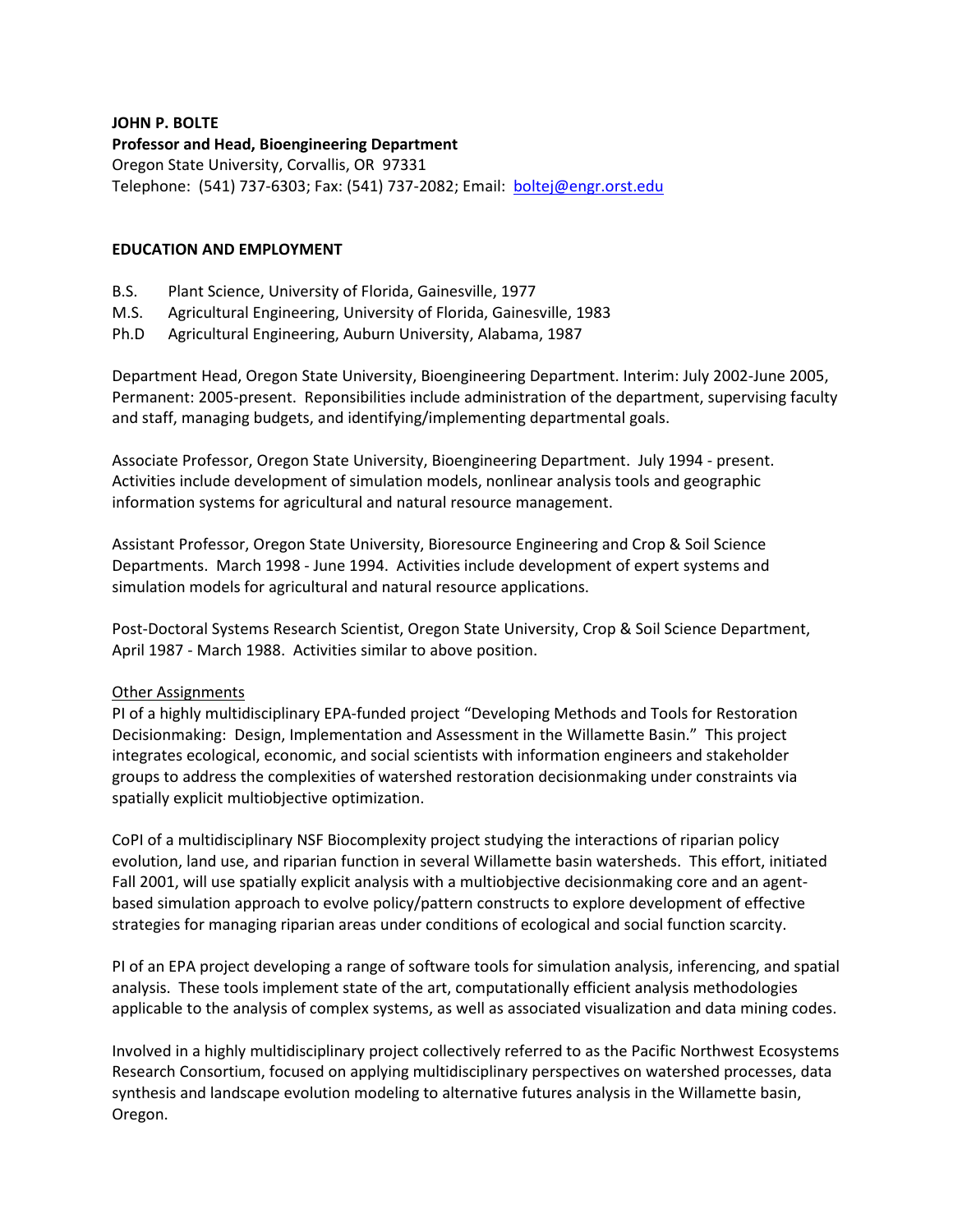**JOHN P. BOLTE**
**Professor and Head, Bioengineering Department**
Oregon State University, Corvallis, OR 97331
Telephone: (541) 737-6303; Fax: (541) 737-2082; Email: [boltej@engr.orst.edu](mailto:boltej@engr.orst.edu)

## EDUCATION AND EMPLOYMENT

- B.S. Plant Science, University of Florida, Gainesville, 1977
- M.S. Agricultural Engineering, University of Florida, Gainesville, 1983
- Ph.D Agricultural Engineering, Auburn University, Alabama, 1987

Department Head, Oregon State University, Bioengineering Department. Interim: July 2002-June 2005, Permanent: 2005-present. Reponsibilities include administration of the department, supervising faculty and staff, managing budgets, and identifying/implementing departmental goals.

Associate Professor, Oregon State University, Bioengineering Department. July 1994 - present. Activities include development of simulation models, nonlinear analysis tools and geographic information systems for agricultural and natural resource management.

Assistant Professor, Oregon State University, Bioresource Engineering and Crop & Soil Science Departments. March 1998 - June 1994. Activities include development of expert systems and simulation models for agricultural and natural resource applications.

Post-Doctoral Systems Research Scientist, Oregon State University, Crop & Soil Science Department, April 1987 - March 1988. Activities similar to above position.

Other Assignments

PI of a highly multidisciplinary EPA-funded project "Developing Methods and Tools for Restoration Decisionmaking: Design, Implementation and Assessment in the Willamette Basin." This project integrates ecological, economic, and social scientists with information engineers and stakeholder groups to address the complexities of watershed restoration decisionmaking under constraints via spatially explicit multiobjective optimization.

CoPI of a multidisciplinary NSF Biocomplexity project studying the interactions of riparian policy evolution, land use, and riparian function in several Willamette basin watersheds. This effort, initiated Fall 2001, will use spatially explicit analysis with a multiobjective decisionmaking core and an agent-based simulation approach to evolve policy/pattern constructs to explore development of effective strategies for managing riparian areas under conditions of ecological and social function scarcity.

PI of an EPA project developing a range of software tools for simulation analysis, inferencing, and spatial analysis. These tools implement state of the art, computationally efficient analysis methodologies applicable to the analysis of complex systems, as well as associated visualization and data mining codes.

Involved in a highly multidisciplinary project collectively referred to as the Pacific Northwest Ecosystems Research Consortium, focused on applying multidisciplinary perspectives on watershed processes, data synthesis and landscape evolution modeling to alternative futures analysis in the Willamette basin, Oregon.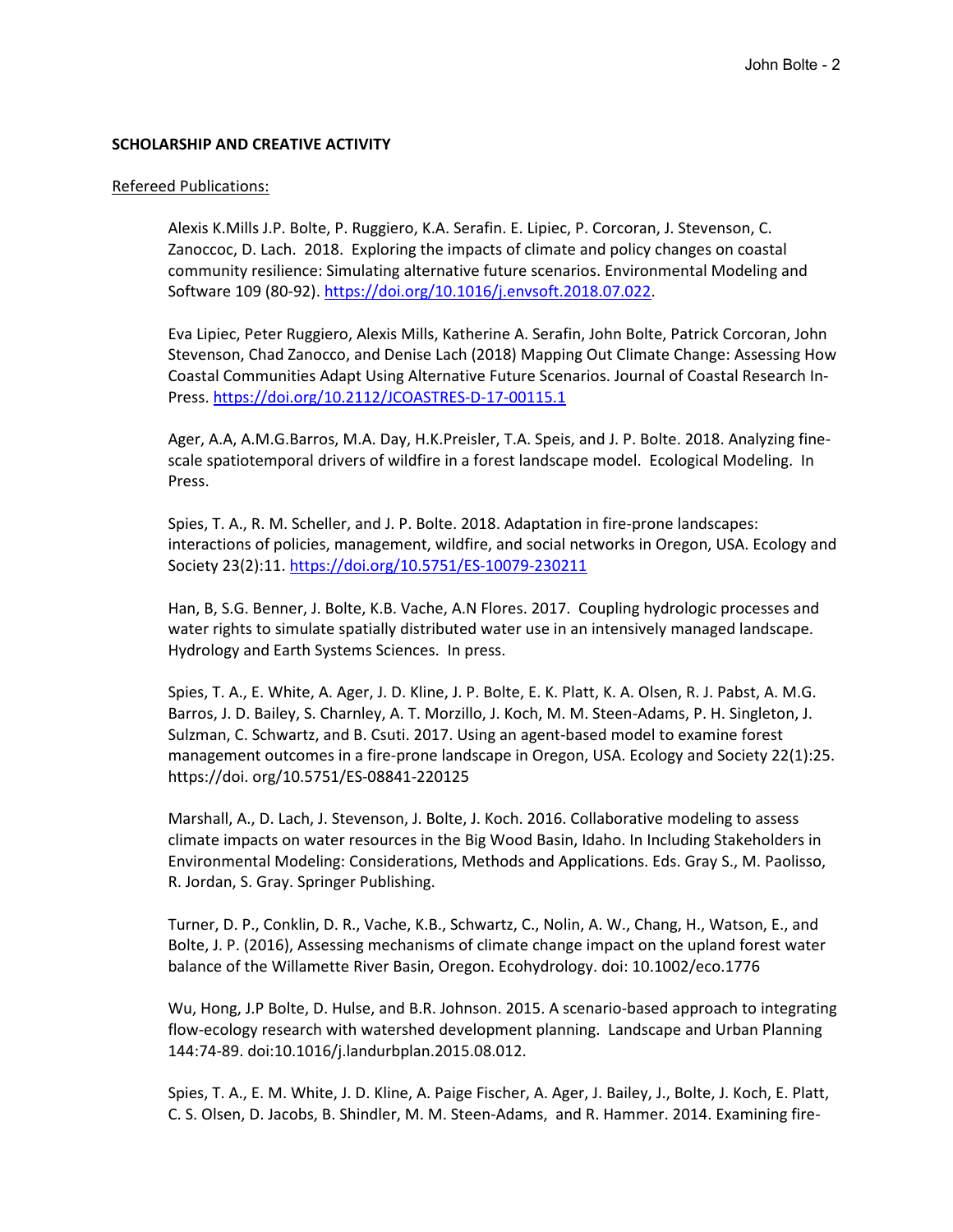**SCHOLARSHIP AND CREATIVE ACTIVITY**

Refereed Publications:

Alexis K.Mills J.P. Bolte, P. Ruggiero, K.A. Serafin. E. Lipiec, P. Corcoran, J. Stevenson, C. Zanoccoc, D. Lach. 2018. Exploring the impacts of climate and policy changes on coastal community resilience: Simulating alternative future scenarios. Environmental Modeling and Software 109 (80-92). https://doi.org/10.1016/j.envsoft.2018.07.022.

Eva Lipiec, Peter Ruggiero, Alexis Mills, Katherine A. Serafin, John Bolte, Patrick Corcoran, John Stevenson, Chad Zanocco, and Denise Lach (2018) Mapping Out Climate Change: Assessing How Coastal Communities Adapt Using Alternative Future Scenarios. Journal of Coastal Research In-Press. https://doi.org/10.2112/JCOASTRES-D-17-00115.1

Ager, A.A, A.M.G.Barros, M.A. Day, H.K.Preisler, T.A. Speis, and J. P. Bolte. 2018. Analyzing fine-scale spatiotemporal drivers of wildfire in a forest landscape model. Ecological Modeling. In Press.

Spies, T. A., R. M. Scheller, and J. P. Bolte. 2018. Adaptation in fire-prone landscapes: interactions of policies, management, wildfire, and social networks in Oregon, USA. Ecology and Society 23(2):11. https://doi.org/10.5751/ES-10079-230211

Han, B, S.G. Benner, J. Bolte, K.B. Vache, A.N Flores. 2017. Coupling hydrologic processes and water rights to simulate spatially distributed water use in an intensively managed landscape. Hydrology and Earth Systems Sciences. In press.

Spies, T. A., E. White, A. Ager, J. D. Kline, J. P. Bolte, E. K. Platt, K. A. Olsen, R. J. Pabst, A. M.G. Barros, J. D. Bailey, S. Charnley, A. T. Morzillo, J. Koch, M. M. Steen-Adams, P. H. Singleton, J. Sulzman, C. Schwartz, and B. Csuti. 2017. Using an agent-based model to examine forest management outcomes in a fire-prone landscape in Oregon, USA. Ecology and Society 22(1):25. https://doi. org/10.5751/ES-08841-220125

Marshall, A., D. Lach, J. Stevenson, J. Bolte, J. Koch. 2016. Collaborative modeling to assess climate impacts on water resources in the Big Wood Basin, Idaho. In Including Stakeholders in Environmental Modeling: Considerations, Methods and Applications. Eds. Gray S., M. Paolisso, R. Jordan, S. Gray. Springer Publishing.

Turner, D. P., Conklin, D. R., Vache, K.B., Schwartz, C., Nolin, A. W., Chang, H., Watson, E., and Bolte, J. P. (2016), Assessing mechanisms of climate change impact on the upland forest water balance of the Willamette River Basin, Oregon. Ecohydrology. doi: 10.1002/eco.1776

Wu, Hong, J.P Bolte, D. Hulse, and B.R. Johnson. 2015. A scenario-based approach to integrating flow-ecology research with watershed development planning. Landscape and Urban Planning 144:74-89. doi:10.1016/j.landurbplan.2015.08.012.

Spies, T. A., E. M. White, J. D. Kline, A. Paige Fischer, A. Ager, J. Bailey, J., Bolte, J. Koch, E. Platt, C. S. Olsen, D. Jacobs, B. Shindler, M. M. Steen-Adams, and R. Hammer. 2014. Examining fire-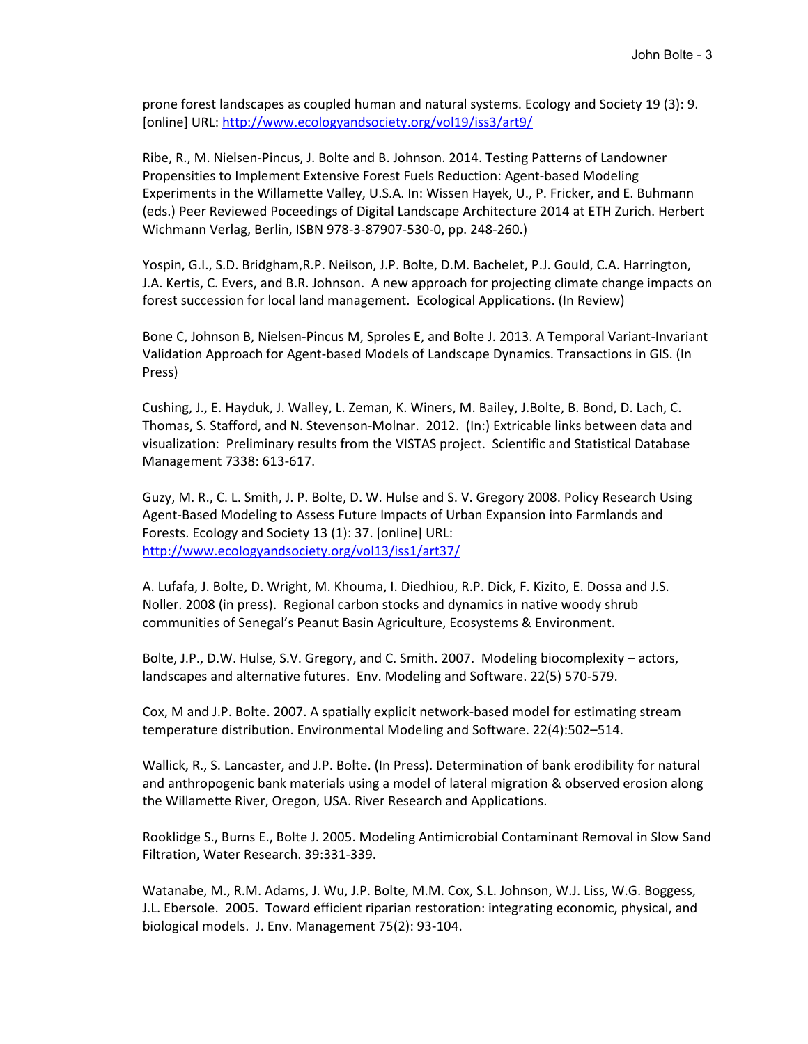prone forest landscapes as coupled human and natural systems. Ecology and Society 19 (3): 9. [online] URL: http://www.ecologyandsociety.org/vol19/iss3/art9/

Ribe, R., M. Nielsen-Pincus, J. Bolte and B. Johnson. 2014. Testing Patterns of Landowner Propensities to Implement Extensive Forest Fuels Reduction: Agent-based Modeling Experiments in the Willamette Valley, U.S.A. In: Wissen Hayek, U., P. Fricker, and E. Buhmann (eds.) Peer Reviewed Poceedings of Digital Landscape Architecture 2014 at ETH Zurich. Herbert Wichmann Verlag, Berlin, ISBN 978-3-87907-530-0, pp. 248-260.)

Yospin, G.I., S.D. Bridgham,R.P. Neilson, J.P. Bolte, D.M. Bachelet, P.J. Gould, C.A. Harrington, J.A. Kertis, C. Evers, and B.R. Johnson. A new approach for projecting climate change impacts on forest succession for local land management. Ecological Applications. (In Review)

Bone C, Johnson B, Nielsen-Pincus M, Sproles E, and Bolte J. 2013. A Temporal Variant-Invariant Validation Approach for Agent-based Models of Landscape Dynamics. Transactions in GIS. (In Press)

Cushing, J., E. Hayduk, J. Walley, L. Zeman, K. Winers, M. Bailey, J.Bolte, B. Bond, D. Lach, C. Thomas, S. Stafford, and N. Stevenson-Molnar. 2012. (In:) Extricable links between data and visualization: Preliminary results from the VISTAS project. Scientific and Statistical Database Management 7338: 613-617.

Guzy, M. R., C. L. Smith, J. P. Bolte, D. W. Hulse and S. V. Gregory 2008. Policy Research Using Agent-Based Modeling to Assess Future Impacts of Urban Expansion into Farmlands and Forests. Ecology and Society 13 (1): 37. [online] URL: http://www.ecologyandsociety.org/vol13/iss1/art37/

A. Lufafa, J. Bolte, D. Wright, M. Khouma, I. Diedhiou, R.P. Dick, F. Kizito, E. Dossa and J.S. Noller. 2008 (in press). Regional carbon stocks and dynamics in native woody shrub communities of Senegal's Peanut Basin Agriculture, Ecosystems & Environment.

Bolte, J.P., D.W. Hulse, S.V. Gregory, and C. Smith. 2007. Modeling biocomplexity – actors, landscapes and alternative futures. Env. Modeling and Software. 22(5) 570-579.

Cox, M and J.P. Bolte. 2007. A spatially explicit network-based model for estimating stream temperature distribution. Environmental Modeling and Software. 22(4):502–514.

Wallick, R., S. Lancaster, and J.P. Bolte. (In Press). Determination of bank erodibility for natural and anthropogenic bank materials using a model of lateral migration & observed erosion along the Willamette River, Oregon, USA. River Research and Applications.

Rooklidge S., Burns E., Bolte J. 2005. Modeling Antimicrobial Contaminant Removal in Slow Sand Filtration, Water Research. 39:331-339.

Watanabe, M., R.M. Adams, J. Wu, J.P. Bolte, M.M. Cox, S.L. Johnson, W.J. Liss, W.G. Boggess, J.L. Ebersole. 2005. Toward efficient riparian restoration: integrating economic, physical, and biological models. J. Env. Management 75(2): 93-104.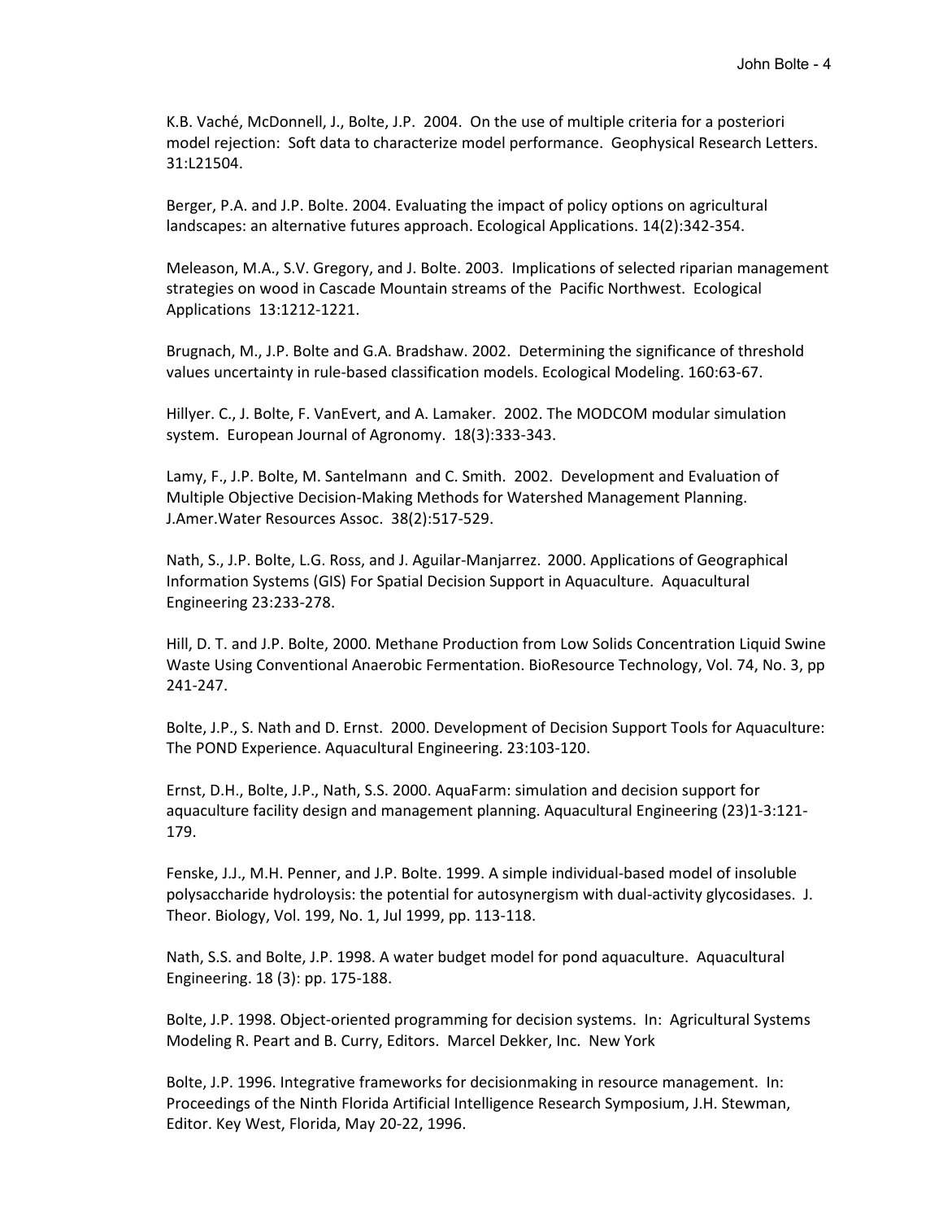K.B. Vaché, McDonnell, J., Bolte, J.P. 2004. On the use of multiple criteria for a posteriori model rejection: Soft data to characterize model performance. Geophysical Research Letters. 31:L21504.

Berger, P.A. and J.P. Bolte. 2004. Evaluating the impact of policy options on agricultural landscapes: an alternative futures approach. Ecological Applications. 14(2):342-354.

Meleason, M.A., S.V. Gregory, and J. Bolte. 2003. Implications of selected riparian management strategies on wood in Cascade Mountain streams of the Pacific Northwest. Ecological Applications 13:1212-1221.

Brugnach, M., J.P. Bolte and G.A. Bradshaw. 2002. Determining the significance of threshold values uncertainty in rule-based classification models. Ecological Modeling. 160:63-67.

Hillyer. C., J. Bolte, F. VanEvert, and A. Lamaker. 2002. The MODCOM modular simulation system. European Journal of Agronomy. 18(3):333-343.

Lamy, F., J.P. Bolte, M. Santelmann and C. Smith. 2002. Development and Evaluation of Multiple Objective Decision-Making Methods for Watershed Management Planning. J.Amer.Water Resources Assoc. 38(2):517-529.

Nath, S., J.P. Bolte, L.G. Ross, and J. Aguilar-Manjarrez. 2000. Applications of Geographical Information Systems (GIS) For Spatial Decision Support in Aquaculture. Aquacultural Engineering 23:233-278.

Hill, D. T. and J.P. Bolte, 2000. Methane Production from Low Solids Concentration Liquid Swine Waste Using Conventional Anaerobic Fermentation. BioResource Technology, Vol. 74, No. 3, pp 241-247.

Bolte, J.P., S. Nath and D. Ernst. 2000. Development of Decision Support Tools for Aquaculture: The POND Experience. Aquacultural Engineering. 23:103-120.

Ernst, D.H., Bolte, J.P., Nath, S.S. 2000. AquaFarm: simulation and decision support for aquaculture facility design and management planning. Aquacultural Engineering (23)1-3:121-179.

Fenske, J.J., M.H. Penner, and J.P. Bolte. 1999. A simple individual-based model of insoluble polysaccharide hydroloysis: the potential for autosynergism with dual-activity glycosidases. J. Theor. Biology, Vol. 199, No. 1, Jul 1999, pp. 113-118.

Nath, S.S. and Bolte, J.P. 1998. A water budget model for pond aquaculture. Aquacultural Engineering. 18 (3): pp. 175-188.

Bolte, J.P. 1998. Object-oriented programming for decision systems. In: Agricultural Systems Modeling R. Peart and B. Curry, Editors. Marcel Dekker, Inc. New York

Bolte, J.P. 1996. Integrative frameworks for decisionmaking in resource management. In: Proceedings of the Ninth Florida Artificial Intelligence Research Symposium, J.H. Stewman, Editor. Key West, Florida, May 20-22, 1996.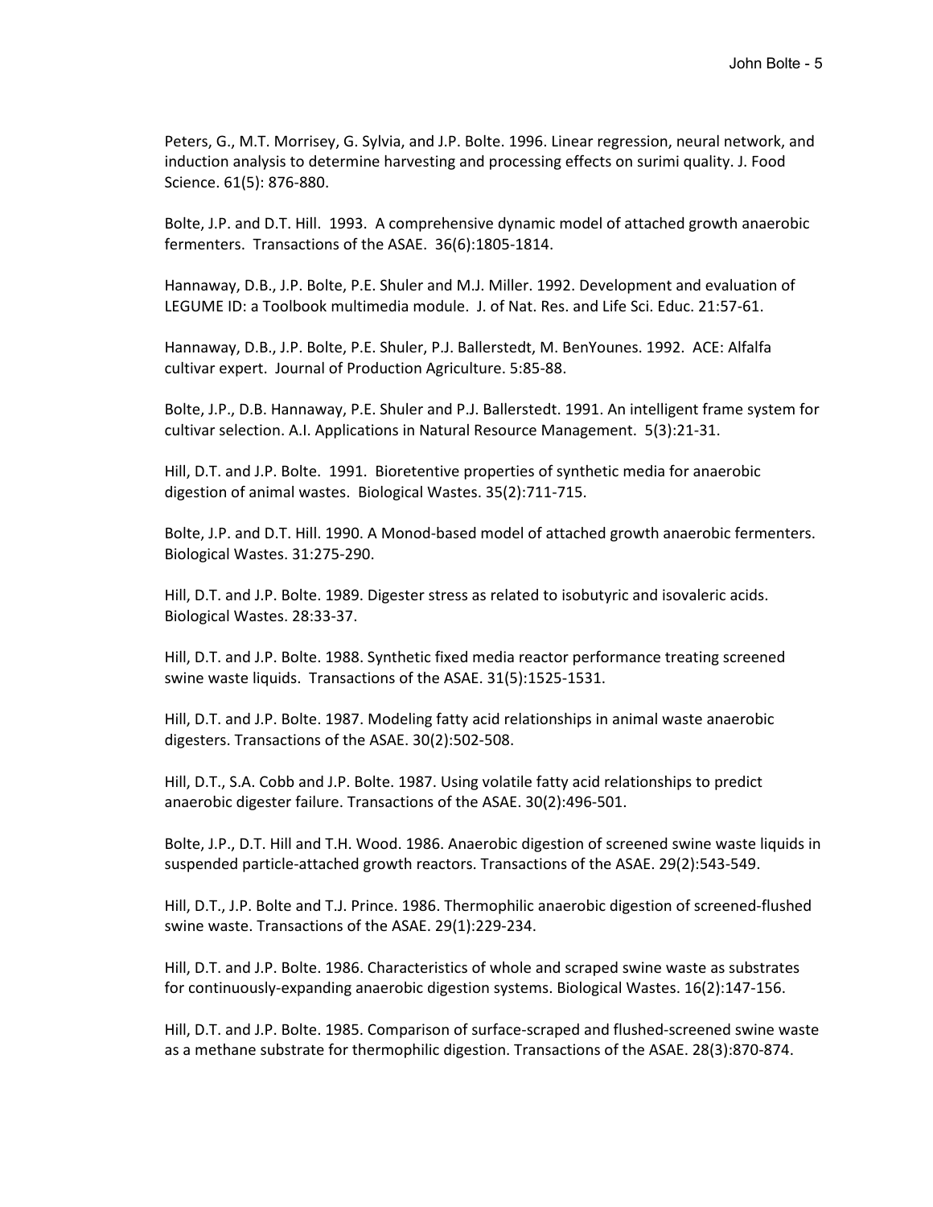Peters, G., M.T. Morrisey, G. Sylvia, and J.P. Bolte. 1996. Linear regression, neural network, and induction analysis to determine harvesting and processing effects on surimi quality. J. Food Science. 61(5): 876-880.

Bolte, J.P. and D.T. Hill. 1993. A comprehensive dynamic model of attached growth anaerobic fermenters. Transactions of the ASAE. 36(6):1805-1814.

Hannaway, D.B., J.P. Bolte, P.E. Shuler and M.J. Miller. 1992. Development and evaluation of LEGUME ID: a Toolbook multimedia module. J. of Nat. Res. and Life Sci. Educ. 21:57-61.

Hannaway, D.B., J.P. Bolte, P.E. Shuler, P.J. Ballerstedt, M. BenYounes. 1992. ACE: Alfalfa cultivar expert. Journal of Production Agriculture. 5:85-88.

Bolte, J.P., D.B. Hannaway, P.E. Shuler and P.J. Ballerstedt. 1991. An intelligent frame system for cultivar selection. A.I. Applications in Natural Resource Management. 5(3):21-31.

Hill, D.T. and J.P. Bolte. 1991. Bioretentive properties of synthetic media for anaerobic digestion of animal wastes. Biological Wastes. 35(2):711-715.

Bolte, J.P. and D.T. Hill. 1990. A Monod-based model of attached growth anaerobic fermenters. Biological Wastes. 31:275-290.

Hill, D.T. and J.P. Bolte. 1989. Digester stress as related to isobutyric and isovaleric acids. Biological Wastes. 28:33-37.

Hill, D.T. and J.P. Bolte. 1988. Synthetic fixed media reactor performance treating screened swine waste liquids. Transactions of the ASAE. 31(5):1525-1531.

Hill, D.T. and J.P. Bolte. 1987. Modeling fatty acid relationships in animal waste anaerobic digesters. Transactions of the ASAE. 30(2):502-508.

Hill, D.T., S.A. Cobb and J.P. Bolte. 1987. Using volatile fatty acid relationships to predict anaerobic digester failure. Transactions of the ASAE. 30(2):496-501.

Bolte, J.P., D.T. Hill and T.H. Wood. 1986. Anaerobic digestion of screened swine waste liquids in suspended particle-attached growth reactors. Transactions of the ASAE. 29(2):543-549.

Hill, D.T., J.P. Bolte and T.J. Prince. 1986. Thermophilic anaerobic digestion of screened-flushed swine waste. Transactions of the ASAE. 29(1):229-234.

Hill, D.T. and J.P. Bolte. 1986. Characteristics of whole and scraped swine waste as substrates for continuously-expanding anaerobic digestion systems. Biological Wastes. 16(2):147-156.

Hill, D.T. and J.P. Bolte. 1985. Comparison of surface-scraped and flushed-screened swine waste as a methane substrate for thermophilic digestion. Transactions of the ASAE. 28(3):870-874.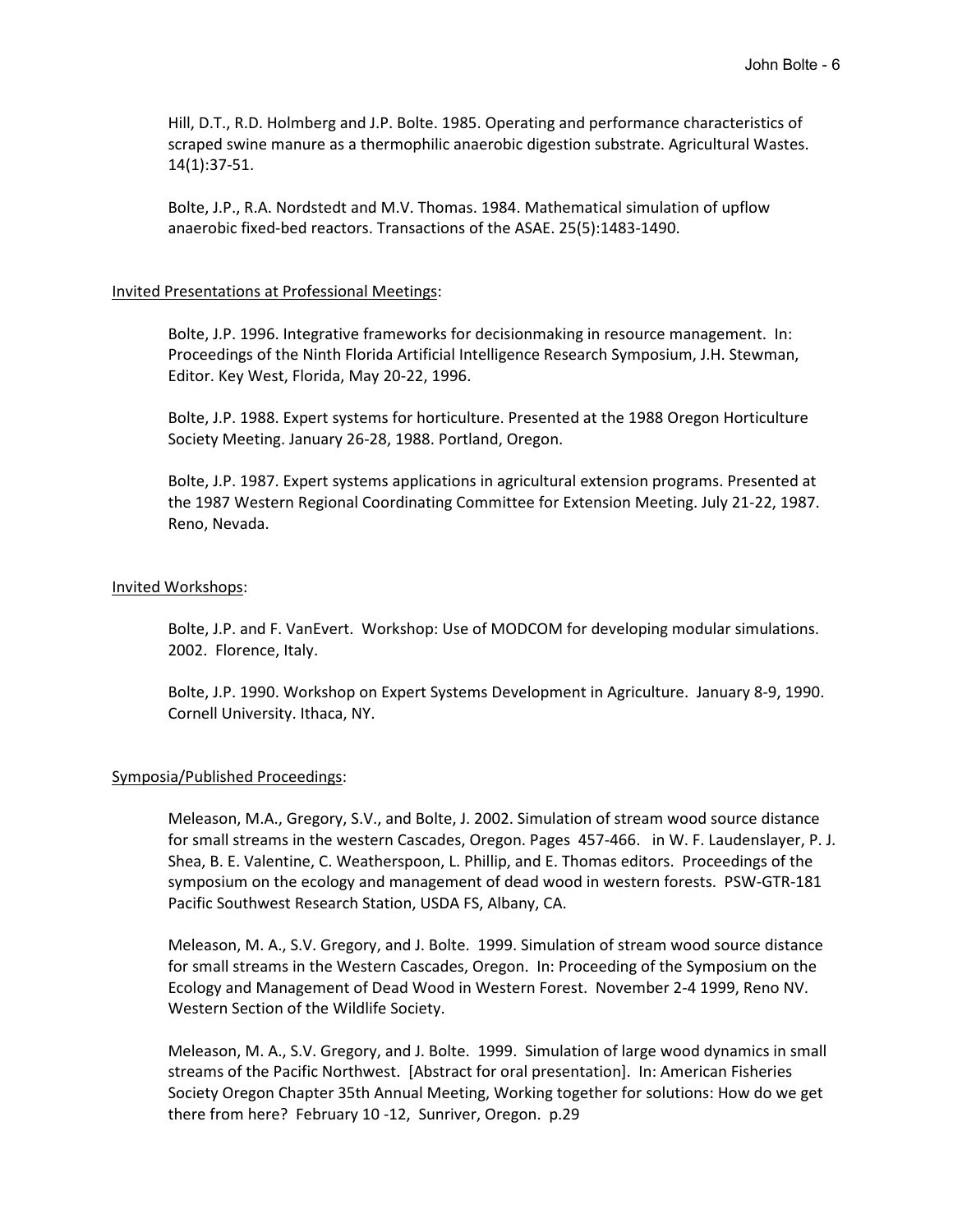Hill, D.T., R.D. Holmberg and J.P. Bolte. 1985. Operating and performance characteristics of scraped swine manure as a thermophilic anaerobic digestion substrate. Agricultural Wastes. 14(1):37-51.

Bolte, J.P., R.A. Nordstedt and M.V. Thomas. 1984. Mathematical simulation of upflow anaerobic fixed-bed reactors. Transactions of the ASAE. 25(5):1483-1490.

<u>Invited Presentations at Professional Meetings</u>:

Bolte, J.P. 1996. Integrative frameworks for decisionmaking in resource management. In: Proceedings of the Ninth Florida Artificial Intelligence Research Symposium, J.H. Stewman, Editor. Key West, Florida, May 20-22, 1996.

Bolte, J.P. 1988. Expert systems for horticulture. Presented at the 1988 Oregon Horticulture Society Meeting. January 26-28, 1988. Portland, Oregon.

Bolte, J.P. 1987. Expert systems applications in agricultural extension programs. Presented at the 1987 Western Regional Coordinating Committee for Extension Meeting. July 21-22, 1987. Reno, Nevada.

<u>Invited Workshops</u>:

Bolte, J.P. and F. VanEvert. Workshop: Use of MODCOM for developing modular simulations. 2002. Florence, Italy.

Bolte, J.P. 1990. Workshop on Expert Systems Development in Agriculture. January 8-9, 1990. Cornell University. Ithaca, NY.

<u>Symposia/Published Proceedings</u>:

Meleason, M.A., Gregory, S.V., and Bolte, J. 2002. Simulation of stream wood source distance for small streams in the western Cascades, Oregon. Pages 457-466. in W. F. Laudenslayer, P. J. Shea, B. E. Valentine, C. Weatherspoon, L. Phillip, and E. Thomas editors. Proceedings of the symposium on the ecology and management of dead wood in western forests. PSW-GTR-181 Pacific Southwest Research Station, USDA FS, Albany, CA.

Meleason, M. A., S.V. Gregory, and J. Bolte. 1999. Simulation of stream wood source distance for small streams in the Western Cascades, Oregon. In: Proceeding of the Symposium on the Ecology and Management of Dead Wood in Western Forest. November 2-4 1999, Reno NV. Western Section of the Wildlife Society.

Meleason, M. A., S.V. Gregory, and J. Bolte. 1999. Simulation of large wood dynamics in small streams of the Pacific Northwest. [Abstract for oral presentation]. In: American Fisheries Society Oregon Chapter 35th Annual Meeting, Working together for solutions: How do we get there from here? February 10 -12, Sunriver, Oregon. p.29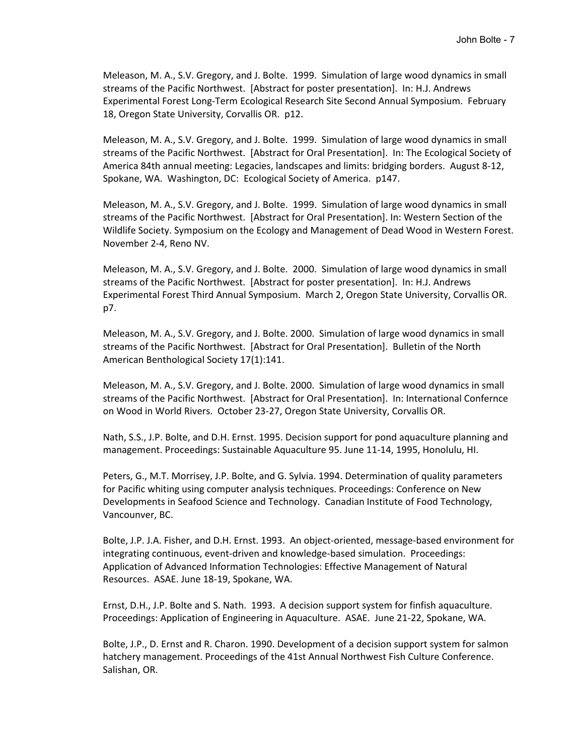Meleason, M. A., S.V. Gregory, and J. Bolte. 1999. Simulation of large wood dynamics in small streams of the Pacific Northwest. [Abstract for poster presentation]. In: H.J. Andrews Experimental Forest Long-Term Ecological Research Site Second Annual Symposium. February 18, Oregon State University, Corvallis OR. p12.

Meleason, M. A., S.V. Gregory, and J. Bolte. 1999. Simulation of large wood dynamics in small streams of the Pacific Northwest. [Abstract for Oral Presentation]. In: The Ecological Society of America 84th annual meeting: Legacies, landscapes and limits: bridging borders. August 8-12, Spokane, WA. Washington, DC: Ecological Society of America. p147.

Meleason, M. A., S.V. Gregory, and J. Bolte. 1999. Simulation of large wood dynamics in small streams of the Pacific Northwest. [Abstract for Oral Presentation]. In: Western Section of the Wildlife Society. Symposium on the Ecology and Management of Dead Wood in Western Forest. November 2-4, Reno NV.

Meleason, M. A., S.V. Gregory, and J. Bolte. 2000. Simulation of large wood dynamics in small streams of the Pacific Northwest. [Abstract for poster presentation]. In: H.J. Andrews Experimental Forest Third Annual Symposium. March 2, Oregon State University, Corvallis OR. p7.

Meleason, M. A., S.V. Gregory, and J. Bolte. 2000. Simulation of large wood dynamics in small streams of the Pacific Northwest. [Abstract for Oral Presentation]. Bulletin of the North American Benthological Society 17(1):141.

Meleason, M. A., S.V. Gregory, and J. Bolte. 2000. Simulation of large wood dynamics in small streams of the Pacific Northwest. [Abstract for Oral Presentation]. In: International Confernce on Wood in World Rivers. October 23-27, Oregon State University, Corvallis OR.

Nath, S.S., J.P. Bolte, and D.H. Ernst. 1995. Decision support for pond aquaculture planning and management. Proceedings: Sustainable Aquaculture 95. June 11-14, 1995, Honolulu, HI.

Peters, G., M.T. Morrisey, J.P. Bolte, and G. Sylvia. 1994. Determination of quality parameters for Pacific whiting using computer analysis techniques. Proceedings: Conference on New Developments in Seafood Science and Technology. Canadian Institute of Food Technology, Vancounver, BC.

Bolte, J.P. J.A. Fisher, and D.H. Ernst. 1993. An object-oriented, message-based environment for integrating continuous, event-driven and knowledge-based simulation. Proceedings: Application of Advanced Information Technologies: Effective Management of Natural Resources. ASAE. June 18-19, Spokane, WA.

Ernst, D.H., J.P. Bolte and S. Nath. 1993. A decision support system for finfish aquaculture. Proceedings: Application of Engineering in Aquaculture. ASAE. June 21-22, Spokane, WA.

Bolte, J.P., D. Ernst and R. Charon. 1990. Development of a decision support system for salmon hatchery management. Proceedings of the 41st Annual Northwest Fish Culture Conference. Salishan, OR.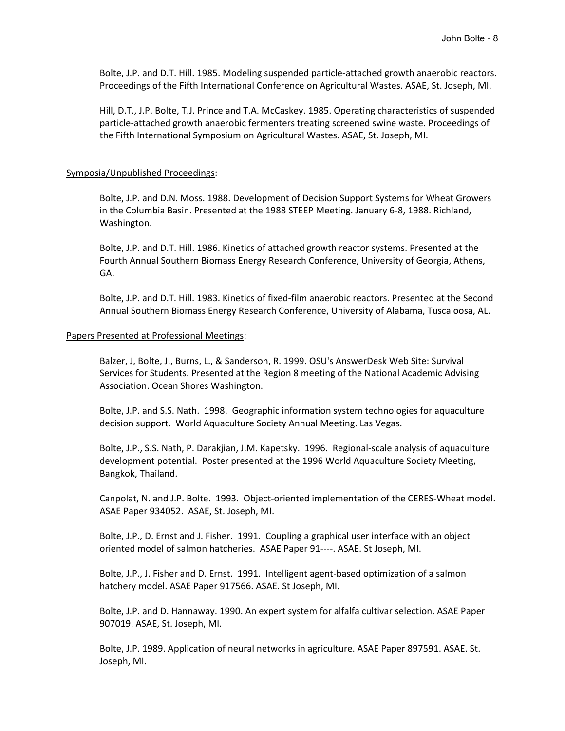Bolte, J.P. and D.T. Hill. 1985. Modeling suspended particle-attached growth anaerobic reactors. Proceedings of the Fifth International Conference on Agricultural Wastes. ASAE, St. Joseph, MI.

Hill, D.T., J.P. Bolte, T.J. Prince and T.A. McCaskey. 1985. Operating characteristics of suspended particle-attached growth anaerobic fermenters treating screened swine waste. Proceedings of the Fifth International Symposium on Agricultural Wastes. ASAE, St. Joseph, MI.

<u>Symposia/Unpublished Proceedings</u>:

Bolte, J.P. and D.N. Moss. 1988. Development of Decision Support Systems for Wheat Growers in the Columbia Basin. Presented at the 1988 STEEP Meeting. January 6-8, 1988. Richland, Washington.

Bolte, J.P. and D.T. Hill. 1986. Kinetics of attached growth reactor systems. Presented at the Fourth Annual Southern Biomass Energy Research Conference, University of Georgia, Athens, GA.

Bolte, J.P. and D.T. Hill. 1983. Kinetics of fixed-film anaerobic reactors. Presented at the Second Annual Southern Biomass Energy Research Conference, University of Alabama, Tuscaloosa, AL.

<u>Papers Presented at Professional Meetings</u>:

Balzer, J, Bolte, J., Burns, L., & Sanderson, R. 1999. OSU's AnswerDesk Web Site: Survival Services for Students. Presented at the Region 8 meeting of the National Academic Advising Association. Ocean Shores Washington.

Bolte, J.P. and S.S. Nath. 1998. Geographic information system technologies for aquaculture decision support. World Aquaculture Society Annual Meeting. Las Vegas.

Bolte, J.P., S.S. Nath, P. Darakjian, J.M. Kapetsky. 1996. Regional-scale analysis of aquaculture development potential. Poster presented at the 1996 World Aquaculture Society Meeting, Bangkok, Thailand.

Canpolat, N. and J.P. Bolte. 1993. Object-oriented implementation of the CERES-Wheat model. ASAE Paper 934052. ASAE, St. Joseph, MI.

Bolte, J.P., D. Ernst and J. Fisher. 1991. Coupling a graphical user interface with an object oriented model of salmon hatcheries. ASAE Paper 91----. ASAE. St Joseph, MI.

Bolte, J.P., J. Fisher and D. Ernst. 1991. Intelligent agent-based optimization of a salmon hatchery model. ASAE Paper 917566. ASAE. St Joseph, MI.

Bolte, J.P. and D. Hannaway. 1990. An expert system for alfalfa cultivar selection. ASAE Paper 907019. ASAE, St. Joseph, MI.

Bolte, J.P. 1989. Application of neural networks in agriculture. ASAE Paper 897591. ASAE. St. Joseph, MI.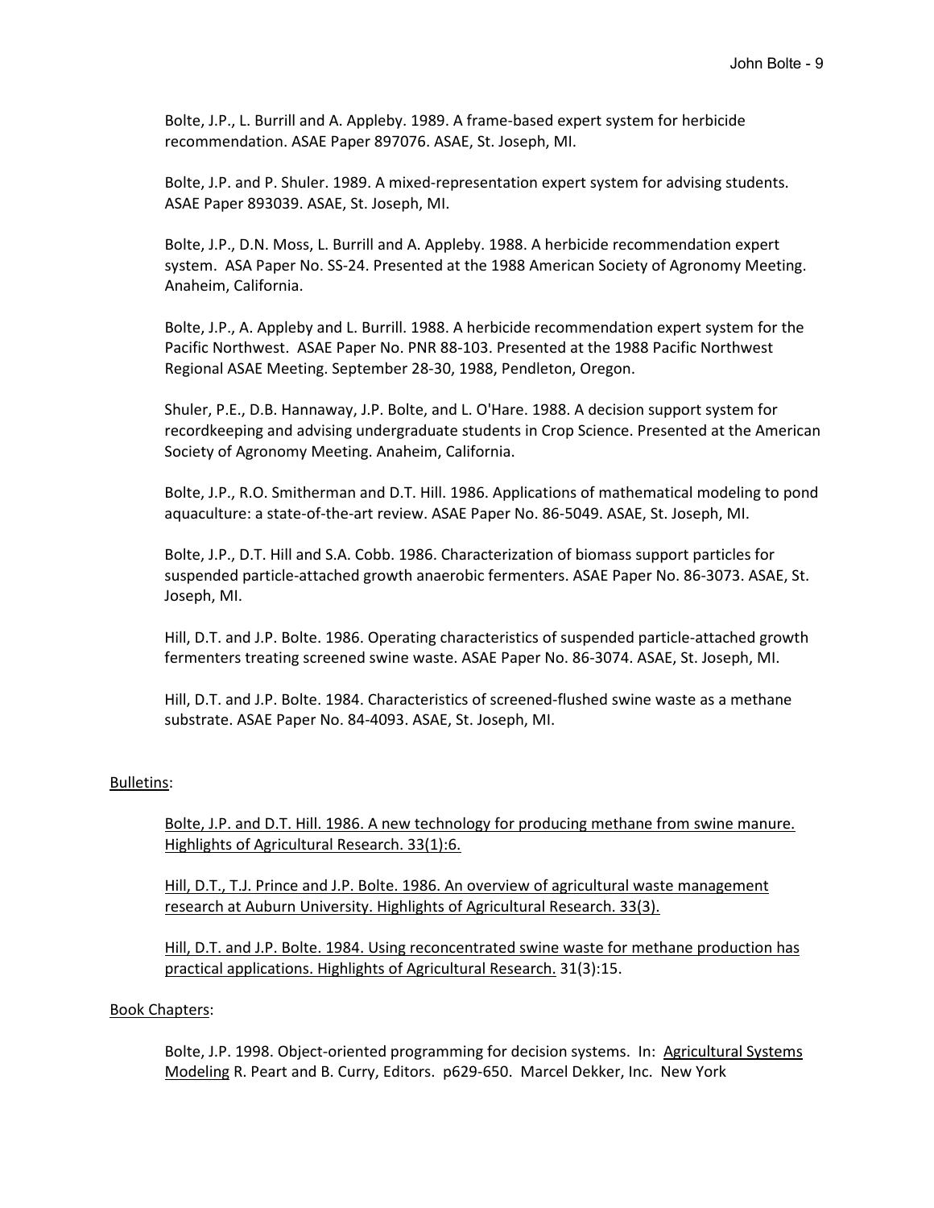Bolte, J.P., L. Burrill and A. Appleby. 1989. A frame-based expert system for herbicide recommendation. ASAE Paper 897076. ASAE, St. Joseph, MI.

Bolte, J.P. and P. Shuler. 1989. A mixed-representation expert system for advising students. ASAE Paper 893039. ASAE, St. Joseph, MI.

Bolte, J.P., D.N. Moss, L. Burrill and A. Appleby. 1988. A herbicide recommendation expert system. ASA Paper No. SS-24. Presented at the 1988 American Society of Agronomy Meeting. Anaheim, California.

Bolte, J.P., A. Appleby and L. Burrill. 1988. A herbicide recommendation expert system for the Pacific Northwest. ASAE Paper No. PNR 88-103. Presented at the 1988 Pacific Northwest Regional ASAE Meeting. September 28-30, 1988, Pendleton, Oregon.

Shuler, P.E., D.B. Hannaway, J.P. Bolte, and L. O'Hare. 1988. A decision support system for recordkeeping and advising undergraduate students in Crop Science. Presented at the American Society of Agronomy Meeting. Anaheim, California.

Bolte, J.P., R.O. Smitherman and D.T. Hill. 1986. Applications of mathematical modeling to pond aquaculture: a state-of-the-art review. ASAE Paper No. 86-5049. ASAE, St. Joseph, MI.

Bolte, J.P., D.T. Hill and S.A. Cobb. 1986. Characterization of biomass support particles for suspended particle-attached growth anaerobic fermenters. ASAE Paper No. 86-3073. ASAE, St. Joseph, MI.

Hill, D.T. and J.P. Bolte. 1986. Operating characteristics of suspended particle-attached growth fermenters treating screened swine waste. ASAE Paper No. 86-3074. ASAE, St. Joseph, MI.

Hill, D.T. and J.P. Bolte. 1984. Characteristics of screened-flushed swine waste as a methane substrate. ASAE Paper No. 84-4093. ASAE, St. Joseph, MI.

Bulletins:

Bolte, J.P. and D.T. Hill. 1986. A new technology for producing methane from swine manure. Highlights of Agricultural Research. 33(1):6.

Hill, D.T., T.J. Prince and J.P. Bolte. 1986. An overview of agricultural waste management research at Auburn University. Highlights of Agricultural Research. 33(3).

Hill, D.T. and J.P. Bolte. 1984. Using reconcentrated swine waste for methane production has practical applications. Highlights of Agricultural Research. 31(3):15.

Book Chapters:

Bolte, J.P. 1998. Object-oriented programming for decision systems. In: Agricultural Systems Modeling R. Peart and B. Curry, Editors. p629-650. Marcel Dekker, Inc. New York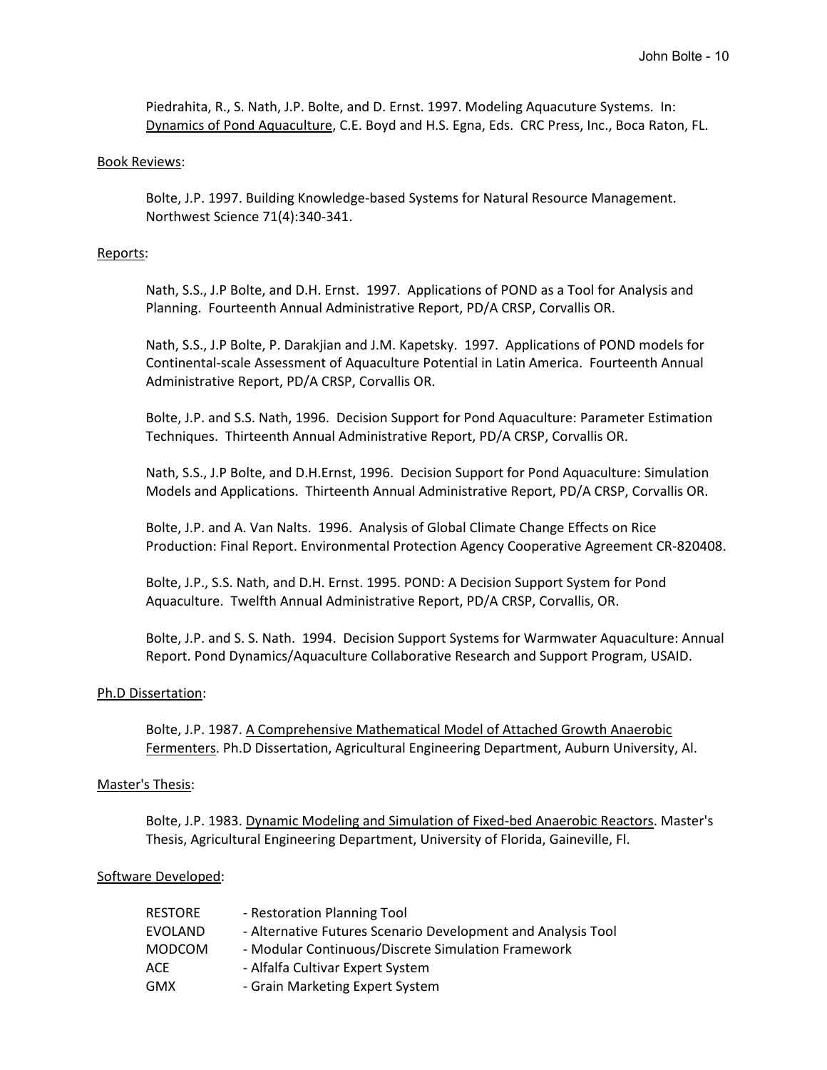Piedrahita, R., S. Nath, J.P. Bolte, and D. Ernst. 1997. Modeling Aquacuture Systems. In: Dynamics of Pond Aquaculture, C.E. Boyd and H.S. Egna, Eds. CRC Press, Inc., Boca Raton, FL.

Book Reviews:

Bolte, J.P. 1997. Building Knowledge-based Systems for Natural Resource Management. Northwest Science 71(4):340-341.

Reports:

Nath, S.S., J.P Bolte, and D.H. Ernst. 1997. Applications of POND as a Tool for Analysis and Planning. Fourteenth Annual Administrative Report, PD/A CRSP, Corvallis OR.

Nath, S.S., J.P Bolte, P. Darakjian and J.M. Kapetsky. 1997. Applications of POND models for Continental-scale Assessment of Aquaculture Potential in Latin America. Fourteenth Annual Administrative Report, PD/A CRSP, Corvallis OR.

Bolte, J.P. and S.S. Nath, 1996. Decision Support for Pond Aquaculture: Parameter Estimation Techniques. Thirteenth Annual Administrative Report, PD/A CRSP, Corvallis OR.

Nath, S.S., J.P Bolte, and D.H.Ernst, 1996. Decision Support for Pond Aquaculture: Simulation Models and Applications. Thirteenth Annual Administrative Report, PD/A CRSP, Corvallis OR.

Bolte, J.P. and A. Van Nalts. 1996. Analysis of Global Climate Change Effects on Rice Production: Final Report. Environmental Protection Agency Cooperative Agreement CR-820408.

Bolte, J.P., S.S. Nath, and D.H. Ernst. 1995. POND: A Decision Support System for Pond Aquaculture. Twelfth Annual Administrative Report, PD/A CRSP, Corvallis, OR.

Bolte, J.P. and S. S. Nath. 1994. Decision Support Systems for Warmwater Aquaculture: Annual Report. Pond Dynamics/Aquaculture Collaborative Research and Support Program, USAID.

Ph.D Dissertation:

Bolte, J.P. 1987. A Comprehensive Mathematical Model of Attached Growth Anaerobic Fermenters. Ph.D Dissertation, Agricultural Engineering Department, Auburn University, Al.

Master's Thesis:

Bolte, J.P. 1983. Dynamic Modeling and Simulation of Fixed-bed Anaerobic Reactors. Master's Thesis, Agricultural Engineering Department, University of Florida, Gaineville, Fl.

Software Developed:

| | |
|---|---|
| RESTORE | - Restoration Planning Tool |
| EVOLAND | - Alternative Futures Scenario Development and Analysis Tool |
| MODCOM | - Modular Continuous/Discrete Simulation Framework |
| ACE | - Alfalfa Cultivar Expert System |
| GMX | - Grain Marketing Expert System |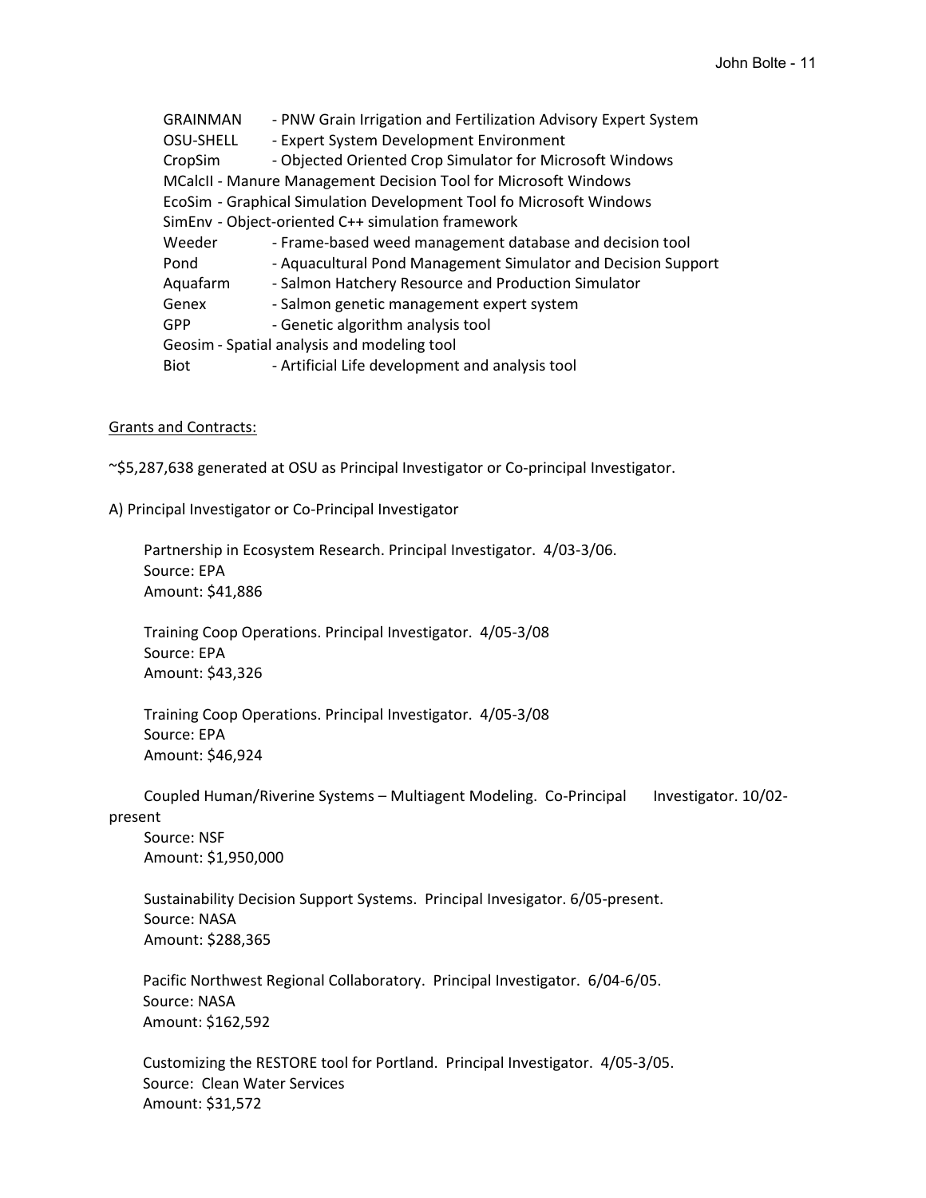GRAINMAN - PNW Grain Irrigation and Fertilization Advisory Expert System
OSU-SHELL - Expert System Development Environment
CropSim - Objected Oriented Crop Simulator for Microsoft Windows
MCalcII - Manure Management Decision Tool for Microsoft Windows
EcoSim - Graphical Simulation Development Tool fo Microsoft Windows
SimEnv - Object-oriented C++ simulation framework
Weeder - Frame-based weed management database and decision tool
Pond - Aquacultural Pond Management Simulator and Decision Support
Aquafarm - Salmon Hatchery Resource and Production Simulator
Genex - Salmon genetic management expert system
GPP - Genetic algorithm analysis tool
Geosim - Spatial analysis and modeling tool
Biot - Artificial Life development and analysis tool

Grants and Contracts:

~$5,287,638 generated at OSU as Principal Investigator or Co-principal Investigator.

A) Principal Investigator or Co-Principal Investigator

Partnership in Ecosystem Research. Principal Investigator. 4/03-3/06.
Source: EPA
Amount: $41,886

Training Coop Operations. Principal Investigator. 4/05-3/08
Source: EPA
Amount: $43,326

Training Coop Operations. Principal Investigator. 4/05-3/08
Source: EPA
Amount: $46,924

Coupled Human/Riverine Systems – Multiagent Modeling. Co-Principal Investigator. 10/02-present
Source: NSF
Amount: $1,950,000

Sustainability Decision Support Systems. Principal Invesigator. 6/05-present.
Source: NASA
Amount: $288,365

Pacific Northwest Regional Collaboratory. Principal Investigator. 6/04-6/05.
Source: NASA
Amount: $162,592

Customizing the RESTORE tool for Portland. Principal Investigator. 4/05-3/05.
Source: Clean Water Services
Amount: $31,572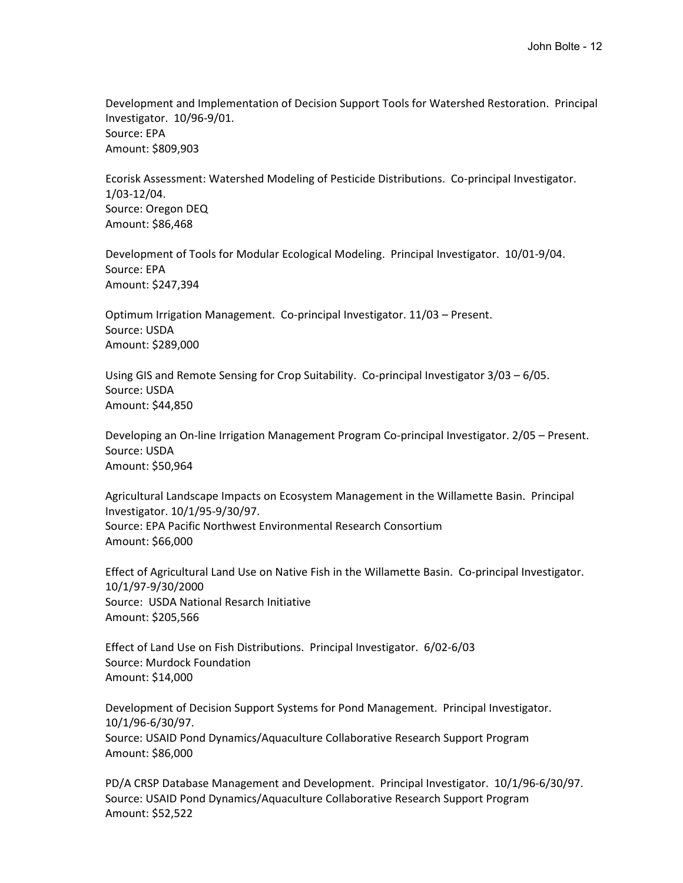Development and Implementation of Decision Support Tools for Watershed Restoration. Principal Investigator. 10/96-9/01.
Source: EPA
Amount: $809,903

Ecorisk Assessment: Watershed Modeling of Pesticide Distributions. Co-principal Investigator. 1/03-12/04.
Source: Oregon DEQ
Amount: $86,468

Development of Tools for Modular Ecological Modeling. Principal Investigator. 10/01-9/04.
Source: EPA
Amount: $247,394

Optimum Irrigation Management. Co-principal Investigator. 11/03 – Present.
Source: USDA
Amount: $289,000

Using GIS and Remote Sensing for Crop Suitability. Co-principal Investigator 3/03 – 6/05.
Source: USDA
Amount: $44,850

Developing an On-line Irrigation Management Program Co-principal Investigator. 2/05 – Present.
Source: USDA
Amount: $50,964

Agricultural Landscape Impacts on Ecosystem Management in the Willamette Basin. Principal Investigator. 10/1/95-9/30/97.
Source: EPA Pacific Northwest Environmental Research Consortium
Amount: $66,000

Effect of Agricultural Land Use on Native Fish in the Willamette Basin. Co-principal Investigator. 10/1/97-9/30/2000
Source: USDA National Resarch Initiative
Amount: $205,566

Effect of Land Use on Fish Distributions. Principal Investigator. 6/02-6/03
Source: Murdock Foundation
Amount: $14,000

Development of Decision Support Systems for Pond Management. Principal Investigator. 10/1/96-6/30/97.
Source: USAID Pond Dynamics/Aquaculture Collaborative Research Support Program
Amount: $86,000

PD/A CRSP Database Management and Development. Principal Investigator. 10/1/96-6/30/97.
Source: USAID Pond Dynamics/Aquaculture Collaborative Research Support Program
Amount: $52,522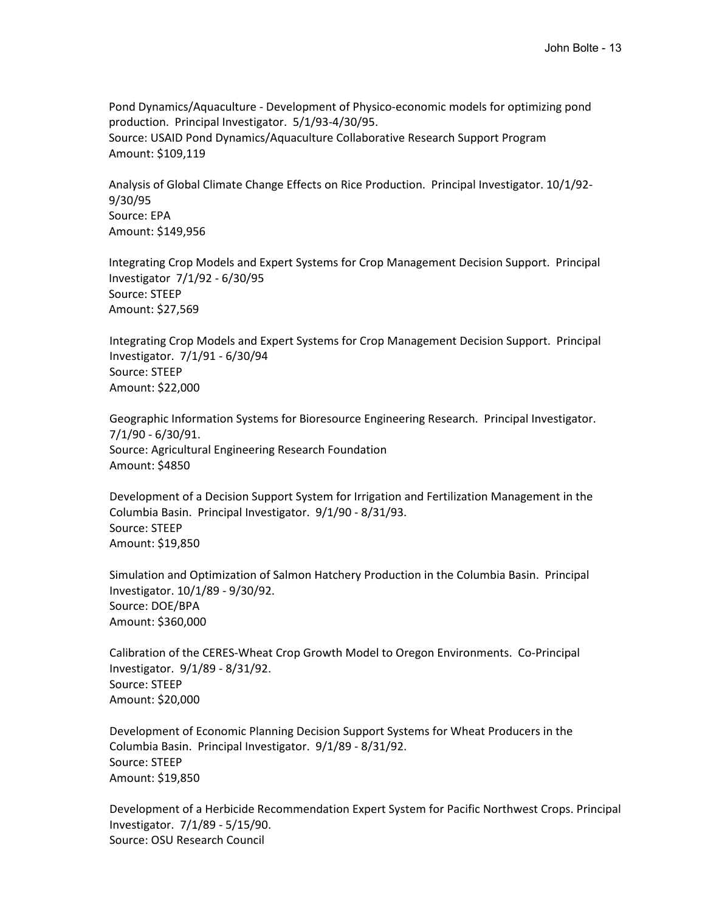Pond Dynamics/Aquaculture - Development of Physico-economic models for optimizing pond production. Principal Investigator. 5/1/93-4/30/95.
Source: USAID Pond Dynamics/Aquaculture Collaborative Research Support Program
Amount: $109,119

Analysis of Global Climate Change Effects on Rice Production. Principal Investigator. 10/1/92-9/30/95
Source: EPA
Amount: $149,956

Integrating Crop Models and Expert Systems for Crop Management Decision Support. Principal Investigator 7/1/92 - 6/30/95
Source: STEEP
Amount: $27,569

Integrating Crop Models and Expert Systems for Crop Management Decision Support. Principal Investigator. 7/1/91 - 6/30/94
Source: STEEP
Amount: $22,000

Geographic Information Systems for Bioresource Engineering Research. Principal Investigator. 7/1/90 - 6/30/91.
Source: Agricultural Engineering Research Foundation
Amount: $4850

Development of a Decision Support System for Irrigation and Fertilization Management in the Columbia Basin. Principal Investigator. 9/1/90 - 8/31/93.
Source: STEEP
Amount: $19,850

Simulation and Optimization of Salmon Hatchery Production in the Columbia Basin. Principal Investigator. 10/1/89 - 9/30/92.
Source: DOE/BPA
Amount: $360,000

Calibration of the CERES-Wheat Crop Growth Model to Oregon Environments. Co-Principal Investigator. 9/1/89 - 8/31/92.
Source: STEEP
Amount: $20,000

Development of Economic Planning Decision Support Systems for Wheat Producers in the Columbia Basin. Principal Investigator. 9/1/89 - 8/31/92.
Source: STEEP
Amount: $19,850

Development of a Herbicide Recommendation Expert System for Pacific Northwest Crops. Principal Investigator. 7/1/89 - 5/15/90.
Source: OSU Research Council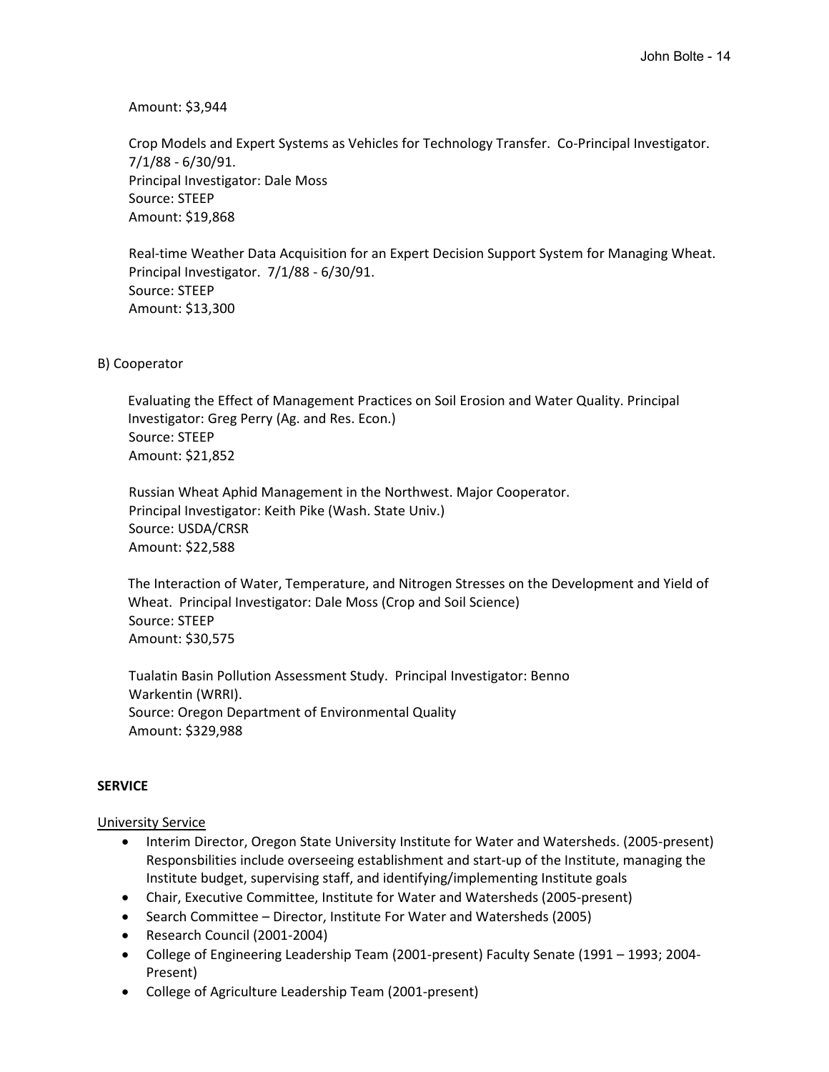Amount: $3,944

Crop Models and Expert Systems as Vehicles for Technology Transfer. Co-Principal Investigator. 7/1/88 - 6/30/91.
Principal Investigator: Dale Moss
Source: STEEP
Amount: $19,868

Real-time Weather Data Acquisition for an Expert Decision Support System for Managing Wheat. Principal Investigator. 7/1/88 - 6/30/91.
Source: STEEP
Amount: $13,300

B) Cooperator

Evaluating the Effect of Management Practices on Soil Erosion and Water Quality. Principal Investigator: Greg Perry (Ag. and Res. Econ.)
Source: STEEP
Amount: $21,852

Russian Wheat Aphid Management in the Northwest. Major Cooperator.
Principal Investigator: Keith Pike (Wash. State Univ.)
Source: USDA/CRSR
Amount: $22,588

The Interaction of Water, Temperature, and Nitrogen Stresses on the Development and Yield of Wheat. Principal Investigator: Dale Moss (Crop and Soil Science)
Source: STEEP
Amount: $30,575

Tualatin Basin Pollution Assessment Study. Principal Investigator: Benno Warkentin (WRRI).
Source: Oregon Department of Environmental Quality
Amount: $329,988

**SERVICE**

University Service

- Interim Director, Oregon State University Institute for Water and Watersheds. (2005-present) Responsbilities include overseeing establishment and start-up of the Institute, managing the Institute budget, supervising staff, and identifying/implementing Institute goals
- Chair, Executive Committee, Institute for Water and Watersheds (2005-present)
- Search Committee – Director, Institute For Water and Watersheds (2005)
- Research Council (2001-2004)
- College of Engineering Leadership Team (2001-present) Faculty Senate (1991 – 1993; 2004-Present)
- College of Agriculture Leadership Team (2001-present)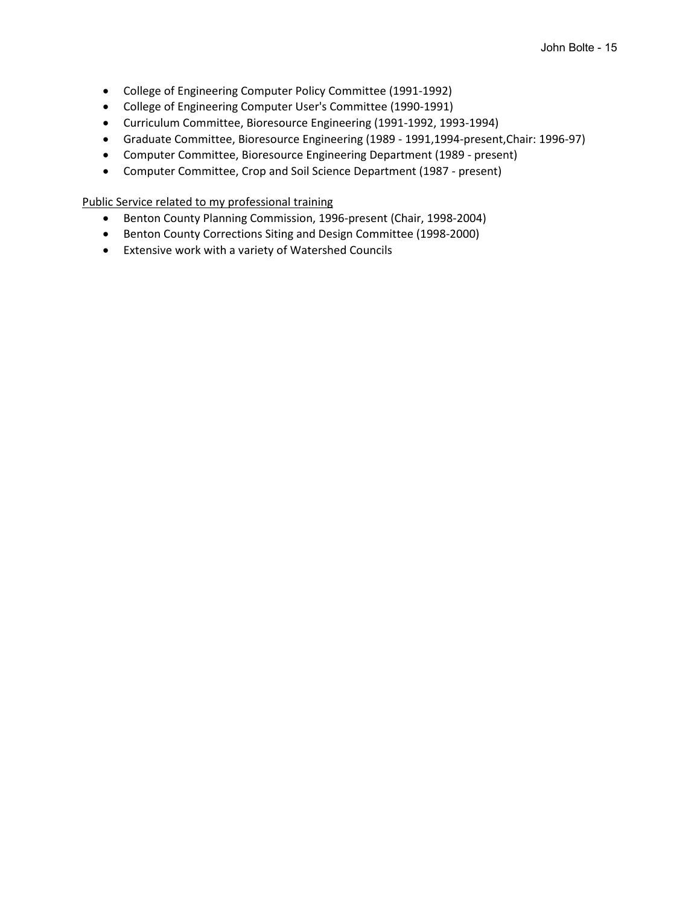- College of Engineering Computer Policy Committee (1991-1992)
- College of Engineering Computer User's Committee (1990-1991)
- Curriculum Committee, Bioresource Engineering (1991-1992, 1993-1994)
- Graduate Committee, Bioresource Engineering (1989 - 1991,1994-present,Chair: 1996-97)
- Computer Committee, Bioresource Engineering Department (1989 - present)
- Computer Committee, Crop and Soil Science Department (1987 - present)

<u>Public Service related to my professional training</u>

- Benton County Planning Commission, 1996-present (Chair, 1998-2004)
- Benton County Corrections Siting and Design Committee (1998-2000)
- Extensive work with a variety of Watershed Councils